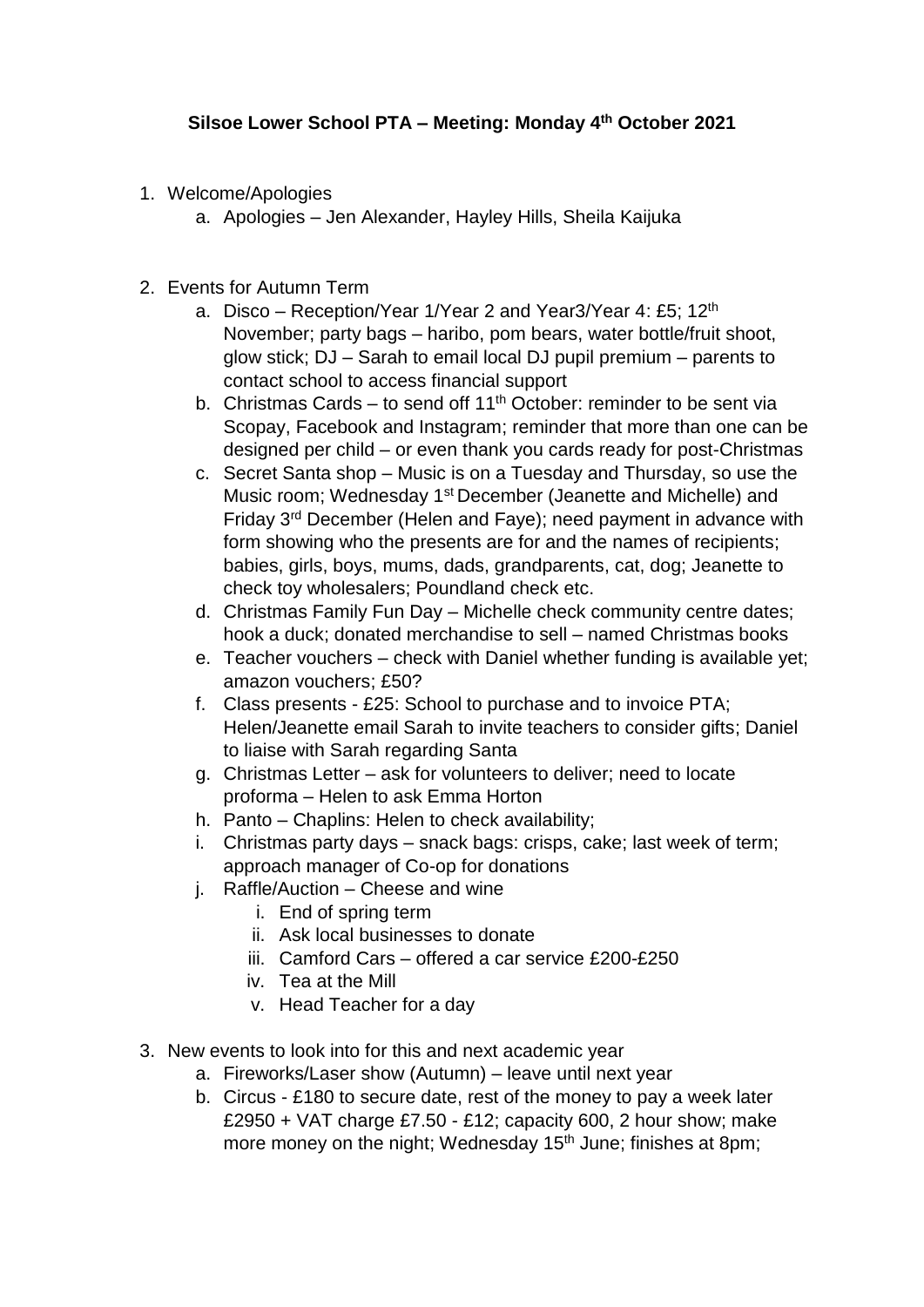**Silsoe Lower School PTA – Meeting: Monday 4th October 2021**

1. Welcome/Apologies
    a. Apologies – Jen Alexander, Hayley Hills, Sheila Kaijuka

2. Events for Autumn Term
    a. Disco – Reception/Year 1/Year 2 and Year3/Year 4: £5; 12th November; party bags – haribo, pom bears, water bottle/fruit shoot, glow stick; DJ – Sarah to email local DJ pupil premium – parents to contact school to access financial support
    b. Christmas Cards – to send off 11th October: reminder to be sent via Scopay, Facebook and Instagram; reminder that more than one can be designed per child – or even thank you cards ready for post-Christmas
    c. Secret Santa shop – Music is on a Tuesday and Thursday, so use the Music room; Wednesday 1st December (Jeanette and Michelle) and Friday 3rd December (Helen and Faye); need payment in advance with form showing who the presents are for and the names of recipients; babies, girls, boys, mums, dads, grandparents, cat, dog; Jeanette to check toy wholesalers; Poundland check etc.
    d. Christmas Family Fun Day – Michelle check community centre dates; hook a duck; donated merchandise to sell – named Christmas books
    e. Teacher vouchers – check with Daniel whether funding is available yet; amazon vouchers; £50?
    f. Class presents - £25: School to purchase and to invoice PTA; Helen/Jeanette email Sarah to invite teachers to consider gifts; Daniel to liaise with Sarah regarding Santa
    g. Christmas Letter – ask for volunteers to deliver; need to locate proforma – Helen to ask Emma Horton
    h. Panto – Chaplins: Helen to check availability;
    i. Christmas party days – snack bags: crisps, cake; last week of term; approach manager of Co-op for donations
    j. Raffle/Auction – Cheese and wine
        i. End of spring term
        ii. Ask local businesses to donate
        iii. Camford Cars – offered a car service £200-£250
        iv. Tea at the Mill
        v. Head Teacher for a day

3. New events to look into for this and next academic year
    a. Fireworks/Laser show (Autumn) – leave until next year
    b. Circus - £180 to secure date, rest of the money to pay a week later £2950 + VAT charge £7.50 - £12; capacity 600, 2 hour show; make more money on the night; Wednesday 15th June; finishes at 8pm;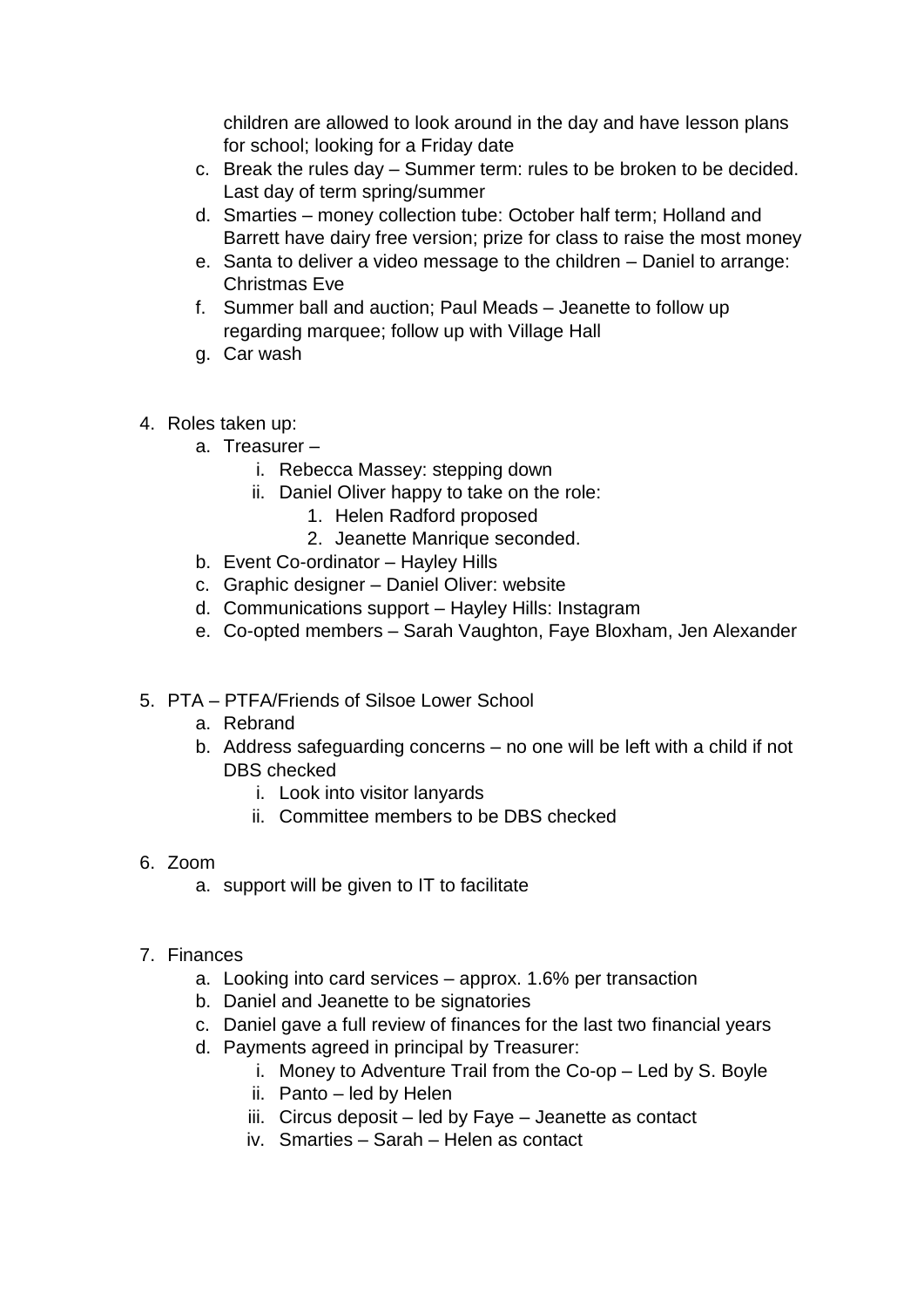children are allowed to look around in the day and have lesson plans for school; looking for a Friday date

c. Break the rules day – Summer term: rules to be broken to be decided. Last day of term spring/summer
d. Smarties – money collection tube: October half term; Holland and Barrett have dairy free version; prize for class to raise the most money
e. Santa to deliver a video message to the children – Daniel to arrange: Christmas Eve
f. Summer ball and auction; Paul Meads – Jeanette to follow up regarding marquee; follow up with Village Hall
g. Car wash

4. Roles taken up:
   a. Treasurer –
      i. Rebecca Massey: stepping down
      ii. Daniel Oliver happy to take on the role:
         1. Helen Radford proposed
         2. Jeanette Manrique seconded.
   b. Event Co-ordinator – Hayley Hills
   c. Graphic designer – Daniel Oliver: website
   d. Communications support – Hayley Hills: Instagram
   e. Co-opted members – Sarah Vaughton, Faye Bloxham, Jen Alexander

5. PTA – PTFA/Friends of Silsoe Lower School
   a. Rebrand
   b. Address safeguarding concerns – no one will be left with a child if not DBS checked
      i. Look into visitor lanyards
      ii. Committee members to be DBS checked

6. Zoom
   a. support will be given to IT to facilitate

7. Finances
   a. Looking into card services – approx. 1.6% per transaction
   b. Daniel and Jeanette to be signatories
   c. Daniel gave a full review of finances for the last two financial years
   d. Payments agreed in principal by Treasurer:
      i. Money to Adventure Trail from the Co-op – Led by S. Boyle
      ii. Panto – led by Helen
      iii. Circus deposit – led by Faye – Jeanette as contact
      iv. Smarties – Sarah – Helen as contact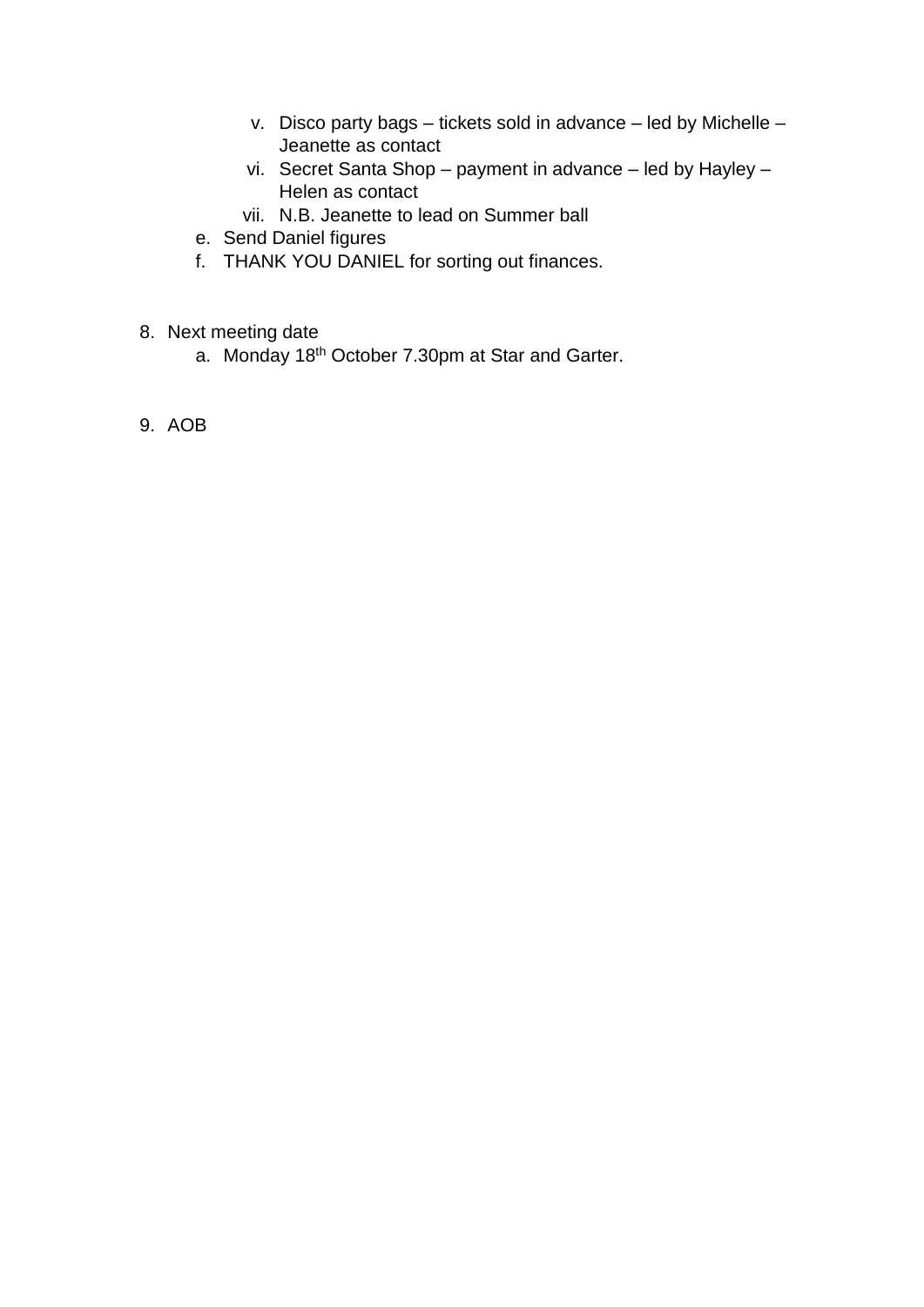v. Disco party bags – tickets sold in advance – led by Michelle – Jeanette as contact
   vi. Secret Santa Shop – payment in advance – led by Hayley – Helen as contact
   vii. N.B. Jeanette to lead on Summer ball

   e. Send Daniel figures
   f. THANK YOU DANIEL for sorting out finances.

8. Next meeting date
   a. Monday 18th October 7.30pm at Star and Garter.

9. AOB